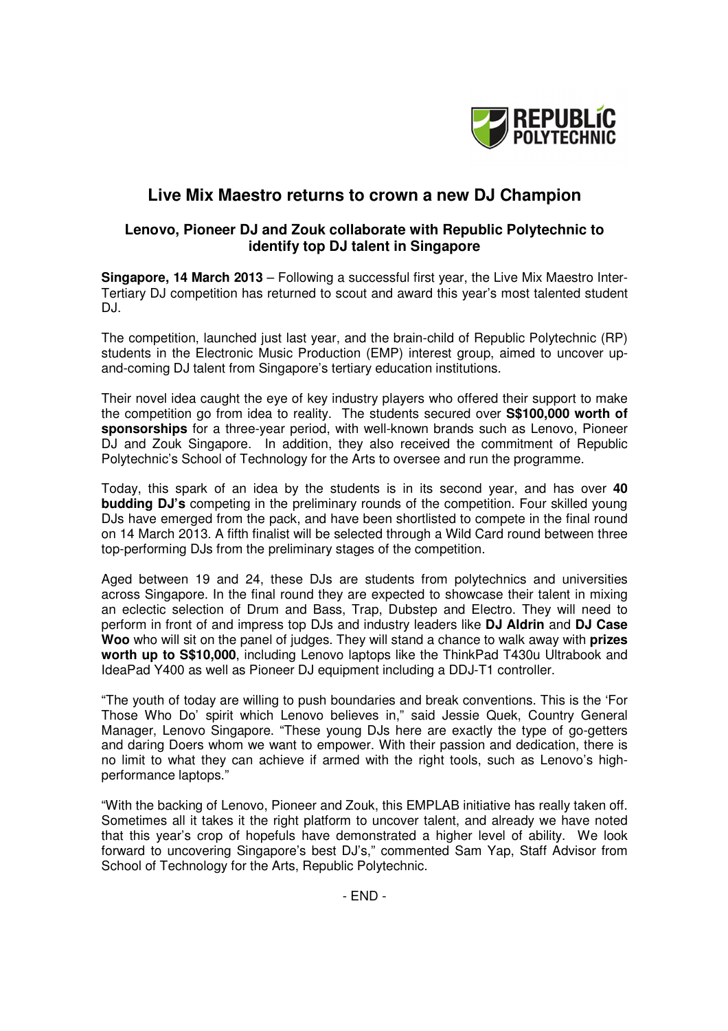# Live Mix Maestro returns to crown a new DJ Champion

## Lenovo, Pioneer DJ and Zouk collaborate with Republic Polytechnic to identify top DJ talent in Singapore

**Singapore, 14 March 2013** – Following a successful first year, the Live Mix Maestro Inter-Tertiary DJ competition has returned to scout and award this year's most talented student DJ.

The competition, launched just last year, and the brain-child of Republic Polytechnic (RP) students in the Electronic Music Production (EMP) interest group, aimed to uncover up-and-coming DJ talent from Singapore's tertiary education institutions.

Their novel idea caught the eye of key industry players who offered their support to make the competition go from idea to reality. The students secured over **S$100,000 worth of sponsorships** for a three-year period, with well-known brands such as Lenovo, Pioneer DJ and Zouk Singapore. In addition, they also received the commitment of Republic Polytechnic's School of Technology for the Arts to oversee and run the programme.

Today, this spark of an idea by the students is in its second year, and has over **40 budding DJ's** competing in the preliminary rounds of the competition. Four skilled young DJs have emerged from the pack, and have been shortlisted to compete in the final round on 14 March 2013. A fifth finalist will be selected through a Wild Card round between three top-performing DJs from the preliminary stages of the competition.

Aged between 19 and 24, these DJs are students from polytechnics and universities across Singapore. In the final round they are expected to showcase their talent in mixing an eclectic selection of Drum and Bass, Trap, Dubstep and Electro. They will need to perform in front of and impress top DJs and industry leaders like **DJ Aldrin** and **DJ Case Woo** who will sit on the panel of judges. They will stand a chance to walk away with **prizes worth up to S$10,000**, including Lenovo laptops like the ThinkPad T430u Ultrabook and IdeaPad Y400 as well as Pioneer DJ equipment including a DDJ-T1 controller.

"The youth of today are willing to push boundaries and break conventions. This is the 'For Those Who Do' spirit which Lenovo believes in," said Jessie Quek, Country General Manager, Lenovo Singapore. "These young DJs here are exactly the type of go-getters and daring Doers whom we want to empower. With their passion and dedication, there is no limit to what they can achieve if armed with the right tools, such as Lenovo's high-performance laptops."

"With the backing of Lenovo, Pioneer and Zouk, this EMPLAB initiative has really taken off. Sometimes all it takes it the right platform to uncover talent, and already we have noted that this year's crop of hopefuls have demonstrated a higher level of ability. We look forward to uncovering Singapore's best DJ's," commented Sam Yap, Staff Advisor from School of Technology for the Arts, Republic Polytechnic.

- END -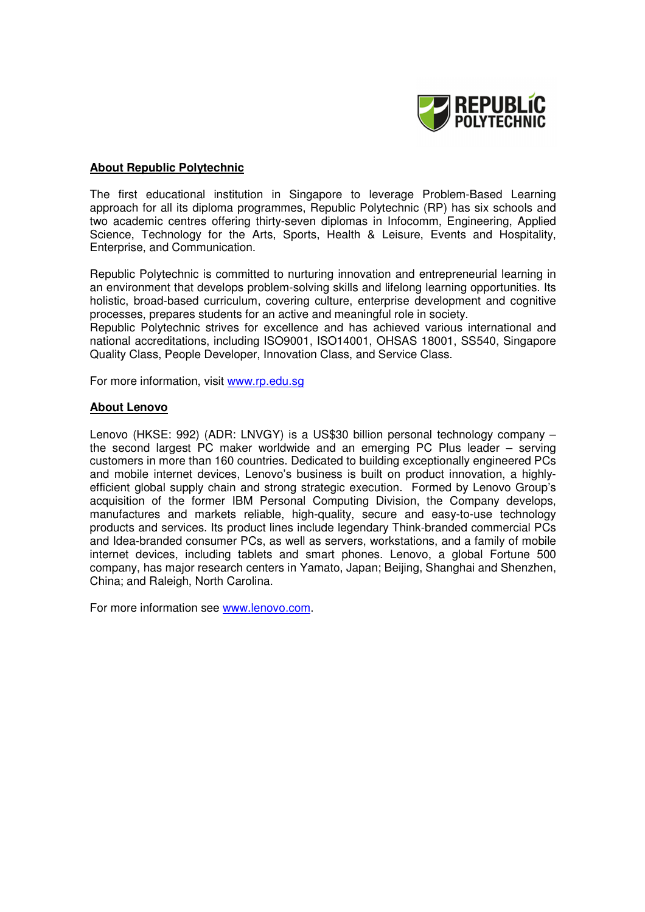## About Republic Polytechnic

The first educational institution in Singapore to leverage Problem-Based Learning approach for all its diploma programmes, Republic Polytechnic (RP) has six schools and two academic centres offering thirty-seven diplomas in Infocomm, Engineering, Applied Science, Technology for the Arts, Sports, Health & Leisure, Events and Hospitality, Enterprise, and Communication.

Republic Polytechnic is committed to nurturing innovation and entrepreneurial learning in an environment that develops problem-solving skills and lifelong learning opportunities. Its holistic, broad-based curriculum, covering culture, enterprise development and cognitive processes, prepares students for an active and meaningful role in society.
Republic Polytechnic strives for excellence and has achieved various international and national accreditations, including ISO9001, ISO14001, OHSAS 18001, SS540, Singapore Quality Class, People Developer, Innovation Class, and Service Class.

For more information, visit www.rp.edu.sg

## About Lenovo

Lenovo (HKSE: 992) (ADR: LNVGY) is a US$30 billion personal technology company – the second largest PC maker worldwide and an emerging PC Plus leader – serving customers in more than 160 countries. Dedicated to building exceptionally engineered PCs and mobile internet devices, Lenovo's business is built on product innovation, a highly-efficient global supply chain and strong strategic execution. Formed by Lenovo Group's acquisition of the former IBM Personal Computing Division, the Company develops, manufactures and markets reliable, high-quality, secure and easy-to-use technology products and services. Its product lines include legendary Think-branded commercial PCs and Idea-branded consumer PCs, as well as servers, workstations, and a family of mobile internet devices, including tablets and smart phones. Lenovo, a global Fortune 500 company, has major research centers in Yamato, Japan; Beijing, Shanghai and Shenzhen, China; and Raleigh, North Carolina.

For more information see www.lenovo.com.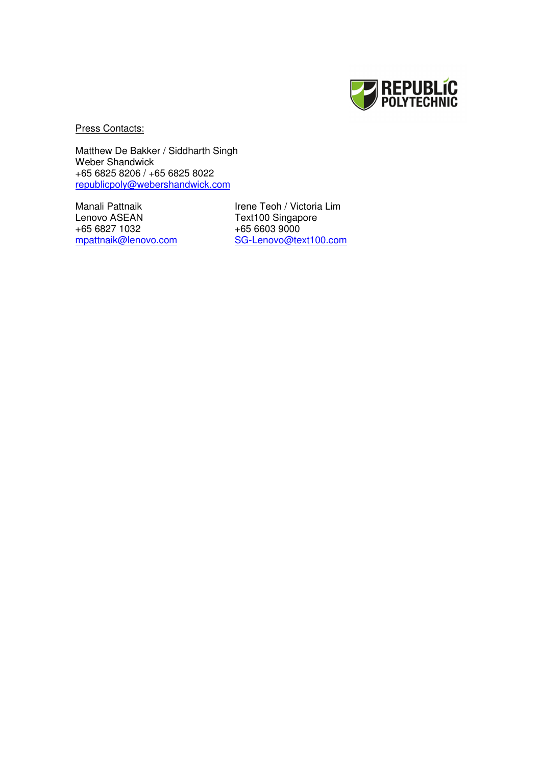Press Contacts:

Matthew De Bakker / Siddharth Singh
Weber Shandwick
+65 6825 8206 / +65 6825 8022
republicpoly@webershandwick.com

Manali Pattnaik
Lenovo ASEAN
+65 6827 1032
mpattnaik@lenovo.com

Irene Teoh / Victoria Lim
Text100 Singapore
+65 6603 9000
SG-Lenovo@text100.com